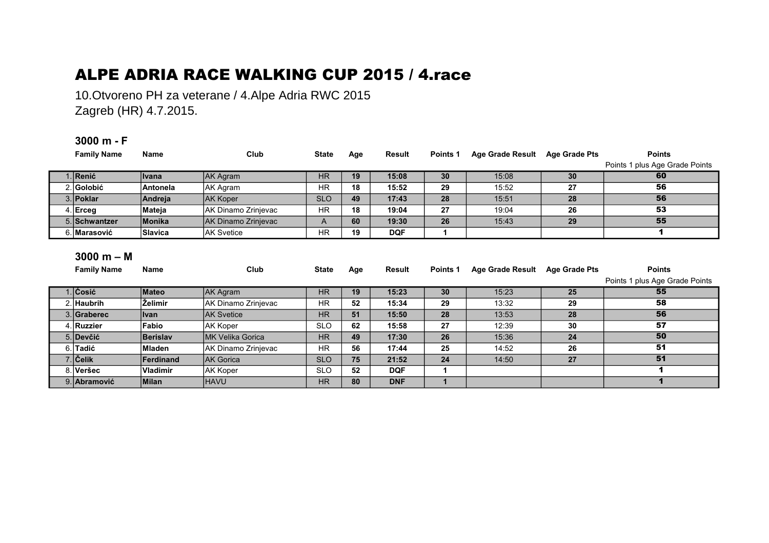# ALPE ADRIA RACE WALKING CUP 2015 / 4.race

10.Otvoreno PH za veterane / 4.Alpe Adria RWC 2015

Zagreb (HR) 4.7.2015.

### 3000 m - F

| | Family Name | Name | Club | State | Age | Result | Points 1 | Age Grade Result | Age Grade Pts | Points |
|---|---|---|---|---|---|---|---|---|---|---|
| | | | | | | | | | | Points 1 plus Age Grade Points |
| 1. | **Renić** | **Ivana** | AK Agram | HR | **19** | **15:08** | **30** | 15:08 | **30** | **60** |
| 2. | **Golobić** | **Antonela** | AK Agram | HR | **18** | **15:52** | **29** | 15:52 | **27** | **56** |
| 3. | **Poklar** | **Andreja** | AK Koper | SLO | **49** | **17:43** | **28** | 15:51 | **28** | **56** |
| 4. | **Erceg** | **Mateja** | AK Dinamo Zrinjevac | HR | **18** | **19:04** | **27** | 19:04 | **26** | **53** |
| 5. | **Schwantzer** | **Monika** | AK Dinamo Zrinjevac | A | **60** | **19:30** | **26** | 15:43 | **29** | **55** |
| 6. | **Marasović** | **Slavica** | AK Svetice | HR | **19** | **DQF** | **1** | | | **1** |

### 3000 m – M

| | Family Name | Name | Club | State | Age | Result | Points 1 | Age Grade Result | Age Grade Pts | Points |
|---|---|---|---|---|---|---|---|---|---|---|
| | | | | | | | | | | Points 1 plus Age Grade Points |
| 1. | **Ćosić** | **Mateo** | AK Agram | HR | **19** | **15:23** | **30** | 15:23 | **25** | **55** |
| 2. | **Haubrih** | **Želimir** | AK Dinamo Zrinjevac | HR | **52** | **15:34** | **29** | 13:32 | **29** | **58** |
| 3. | **Graberec** | **Ivan** | AK Svetice | HR | **51** | **15:50** | **28** | 13:53 | **28** | **56** |
| 4. | **Ruzzier** | **Fabio** | AK Koper | SLO | **62** | **15:58** | **27** | 12:39 | **30** | **57** |
| 5. | **Devčić** | **Berislav** | MK Velika Gorica | HR | **49** | **17:30** | **26** | 15:36 | **24** | **50** |
| 6. | **Tadić** | **Mladen** | AK Dinamo Zrinjevac | HR | **56** | **17:44** | **25** | 14:52 | **26** | **51** |
| 7. | **Čelik** | **Ferdinand** | AK Gorica | SLO | **75** | **21:52** | **24** | 14:50 | **27** | **51** |
| 8. | **Veršec** | **Vladimir** | AK Koper | SLO | **52** | **DQF** | **1** | | | **1** |
| 9. | **Abramović** | **Milan** | HAVU | HR | **80** | **DNF** | **1** | | | **1** |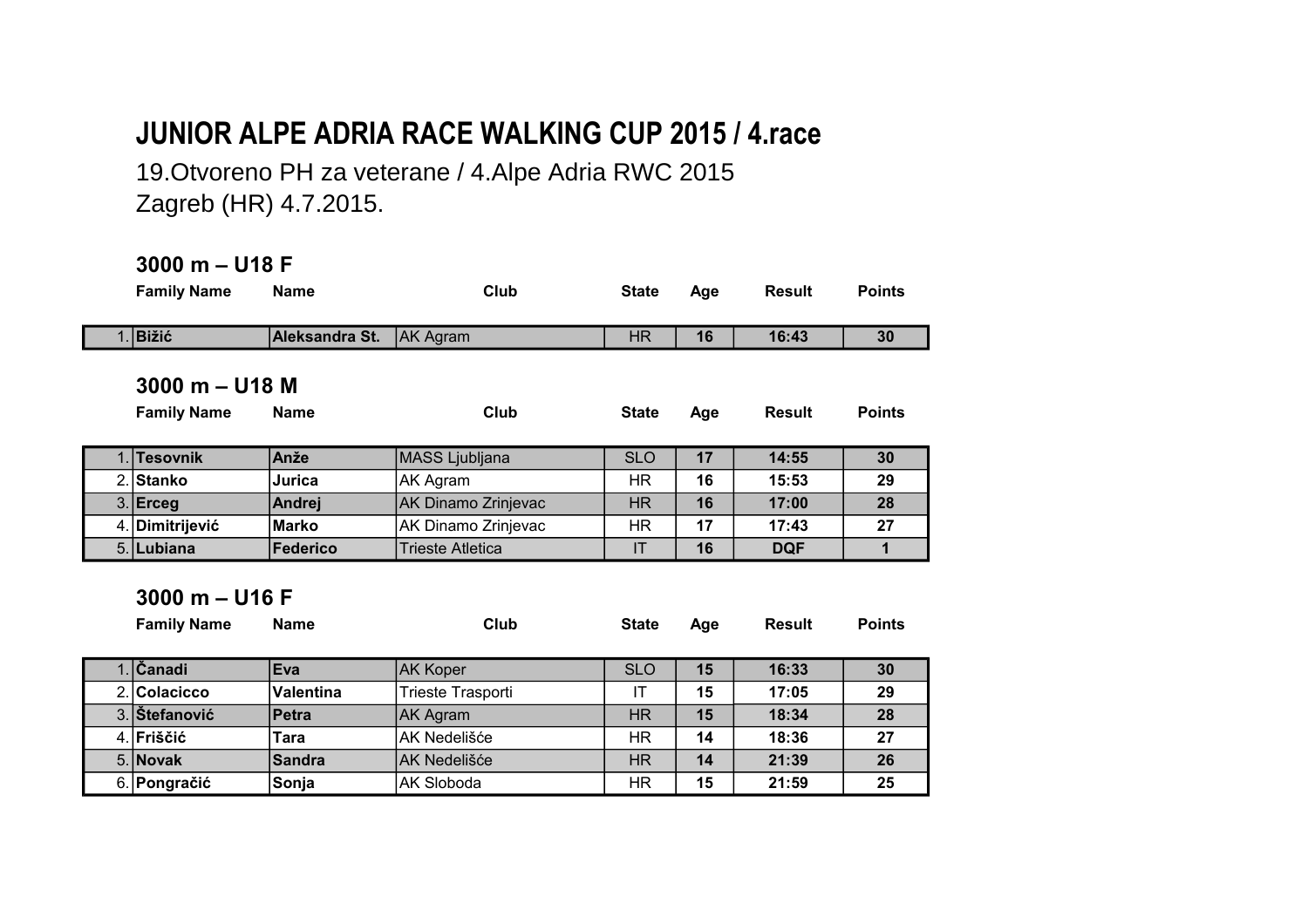# JUNIOR ALPE ADRIA RACE WALKING CUP 2015 / 4.race

19.Otvoreno PH za veterane / 4.Alpe Adria RWC 2015

Zagreb (HR) 4.7.2015.

## 3000 m – U18 F

| | Family Name | Name | Club | State | Age | Result | Points |
|---|---|---|---|---|---|---|---|
| 1. | **Bižić** | **Aleksandra St.** | AK Agram | HR | **16** | **16:43** | **30** |

## 3000 m – U18 M

| | Family Name | Name | Club | State | Age | Result | Points |
|---|---|---|---|---|---|---|---|
| 1. | **Tesovnik** | **Anže** | MASS Ljubljana | SLO | **17** | **14:55** | **30** |
| 2. | **Stanko** | **Jurica** | AK Agram | HR | **16** | **15:53** | **29** |
| 3. | **Erceg** | **Andrej** | AK Dinamo Zrinjevac | HR | **16** | **17:00** | **28** |
| 4. | **Dimitrijević** | **Marko** | AK Dinamo Zrinjevac | HR | **17** | **17:43** | **27** |
| 5. | **Lubiana** | **Federico** | Trieste Atletica | IT | **16** | **DQF** | **1** |

## 3000 m – U16 F

| | Family Name | Name | Club | State | Age | Result | Points |
|---|---|---|---|---|---|---|---|
| 1. | **Čanadi** | **Eva** | AK Koper | SLO | **15** | **16:33** | **30** |
| 2. | **Colacicco** | **Valentina** | Trieste Trasporti | IT | **15** | **17:05** | **29** |
| 3. | **Štefanović** | **Petra** | AK Agram | HR | **15** | **18:34** | **28** |
| 4. | **Friščić** | **Tara** | AK Nedelišće | HR | **14** | **18:36** | **27** |
| 5. | **Novak** | **Sandra** | AK Nedelišće | HR | **14** | **21:39** | **26** |
| 6. | **Pongračić** | **Sonja** | AK Sloboda | HR | **15** | **21:59** | **25** |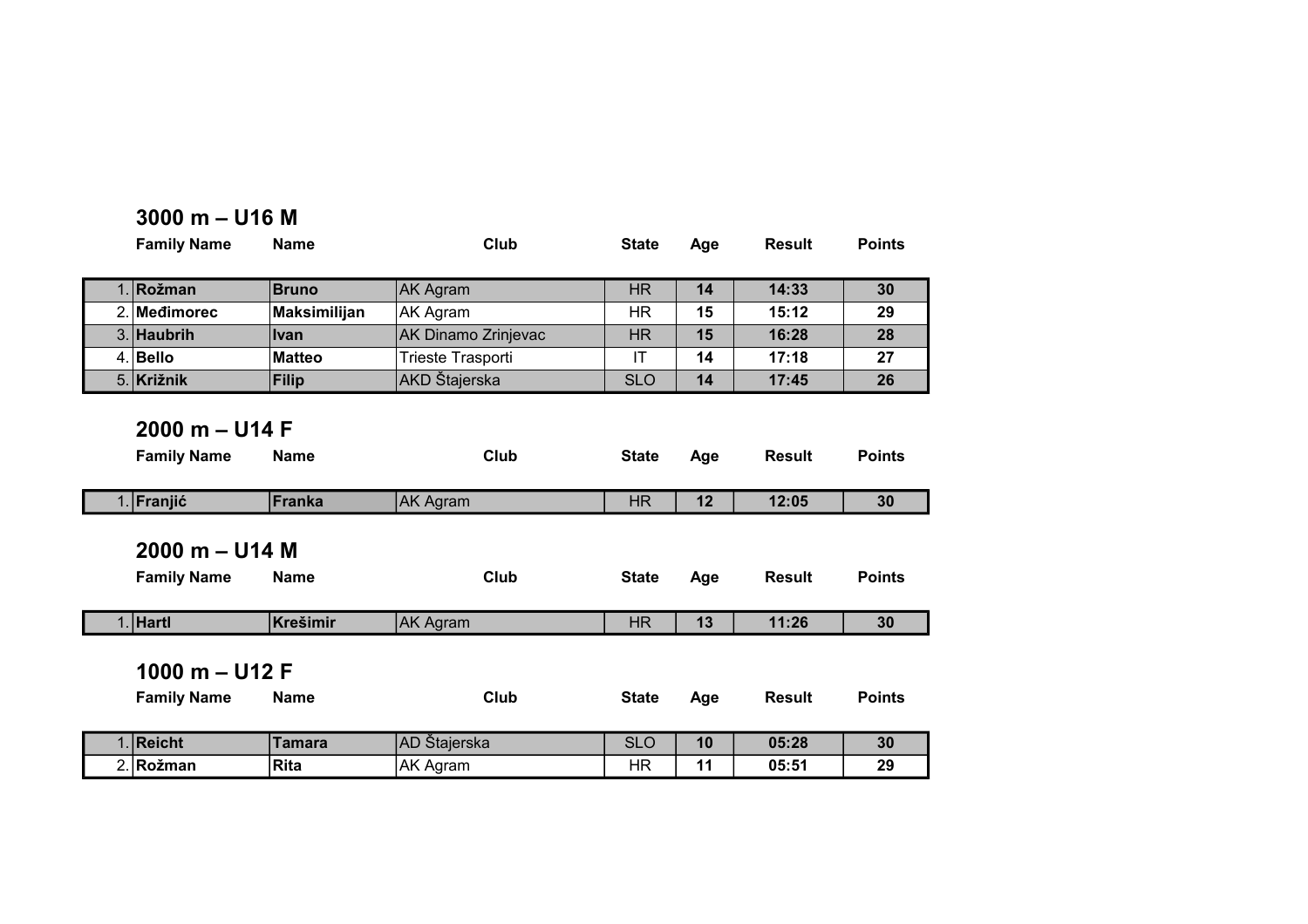## 3000 m – U16 M

| | Family Name | Name | Club | State | Age | Result | Points |
|---|---|---|---|---|---|---|---|
| 1. | **Rožman** | **Bruno** | AK Agram | HR | **14** | **14:33** | **30** |
| 2. | **Međimorec** | **Maksimilijan** | AK Agram | HR | **15** | **15:12** | **29** |
| 3. | **Haubrih** | **Ivan** | AK Dinamo Zrinjevac | HR | **15** | **16:28** | **28** |
| 4. | **Bello** | **Matteo** | Trieste Trasporti | IT | **14** | **17:18** | **27** |
| 5. | **Križnik** | **Filip** | AKD Štajerska | SLO | **14** | **17:45** | **26** |

## 2000 m – U14 F

| | Family Name | Name | Club | State | Age | Result | Points |
|---|---|---|---|---|---|---|---|
| 1. | **Franjić** | **Franka** | AK Agram | HR | **12** | **12:05** | **30** |

## 2000 m – U14 M

| | Family Name | Name | Club | State | Age | Result | Points |
|---|---|---|---|---|---|---|---|
| 1. | **Hartl** | **Krešimir** | AK Agram | HR | **13** | **11:26** | **30** |

## 1000 m – U12 F

| | Family Name | Name | Club | State | Age | Result | Points |
|---|---|---|---|---|---|---|---|
| 1. | **Reicht** | **Tamara** | AD Štajerska | SLO | **10** | **05:28** | **30** |
| 2. | **Rožman** | **Rita** | AK Agram | HR | **11** | **05:51** | **29** |